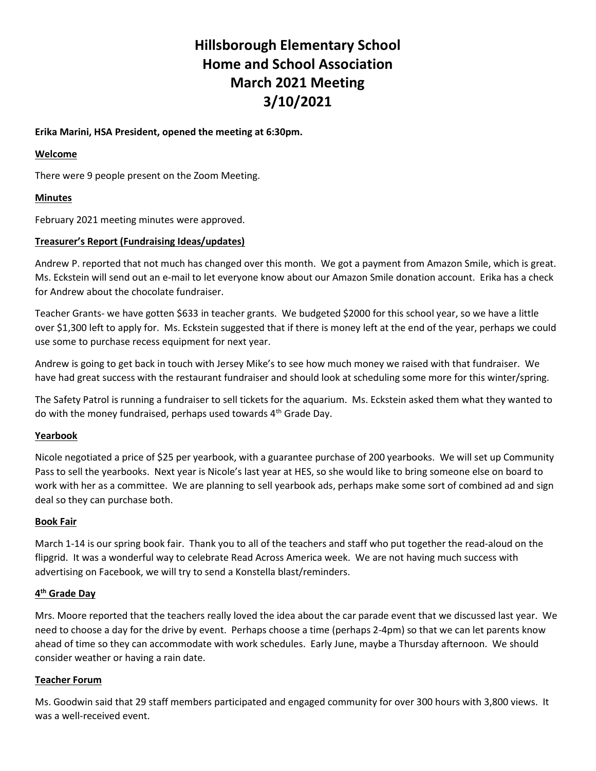# Hillsborough Elementary School
# Home and School Association
# March 2021 Meeting
# 3/10/2021

**Erika Marini, HSA President, opened the meeting at 6:30pm.**

## Welcome

There were 9 people present on the Zoom Meeting.

## Minutes

February 2021 meeting minutes were approved.

## Treasurer's Report (Fundraising Ideas/updates)

Andrew P. reported that not much has changed over this month. We got a payment from Amazon Smile, which is great. Ms. Eckstein will send out an e-mail to let everyone know about our Amazon Smile donation account. Erika has a check for Andrew about the chocolate fundraiser.

Teacher Grants- we have gotten $633 in teacher grants. We budgeted $2000 for this school year, so we have a little over $1,300 left to apply for. Ms. Eckstein suggested that if there is money left at the end of the year, perhaps we could use some to purchase recess equipment for next year.

Andrew is going to get back in touch with Jersey Mike's to see how much money we raised with that fundraiser. We have had great success with the restaurant fundraiser and should look at scheduling some more for this winter/spring.

The Safety Patrol is running a fundraiser to sell tickets for the aquarium. Ms. Eckstein asked them what they wanted to do with the money fundraised, perhaps used towards 4th Grade Day.

## Yearbook

Nicole negotiated a price of $25 per yearbook, with a guarantee purchase of 200 yearbooks. We will set up Community Pass to sell the yearbooks. Next year is Nicole's last year at HES, so she would like to bring someone else on board to work with her as a committee. We are planning to sell yearbook ads, perhaps make some sort of combined ad and sign deal so they can purchase both.

## Book Fair

March 1-14 is our spring book fair. Thank you to all of the teachers and staff who put together the read-aloud on the flipgrid. It was a wonderful way to celebrate Read Across America week. We are not having much success with advertising on Facebook, we will try to send a Konstella blast/reminders.

## 4th Grade Day

Mrs. Moore reported that the teachers really loved the idea about the car parade event that we discussed last year. We need to choose a day for the drive by event. Perhaps choose a time (perhaps 2-4pm) so that we can let parents know ahead of time so they can accommodate with work schedules. Early June, maybe a Thursday afternoon. We should consider weather or having a rain date.

## Teacher Forum

Ms. Goodwin said that 29 staff members participated and engaged community for over 300 hours with 3,800 views. It was a well-received event.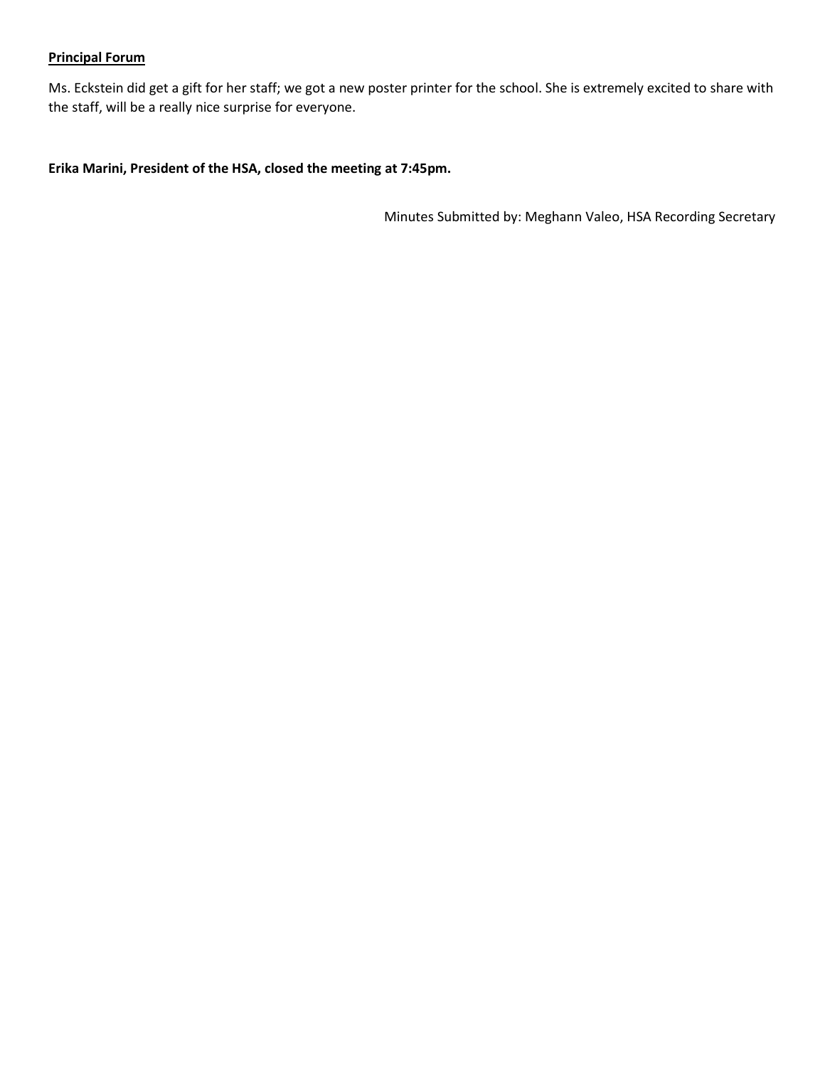**Principal Forum**

Ms. Eckstein did get a gift for her staff; we got a new poster printer for the school. She is extremely excited to share with the staff, will be a really nice surprise for everyone.

**Erika Marini, President of the HSA, closed the meeting at 7:45pm.**

Minutes Submitted by: Meghann Valeo, HSA Recording Secretary